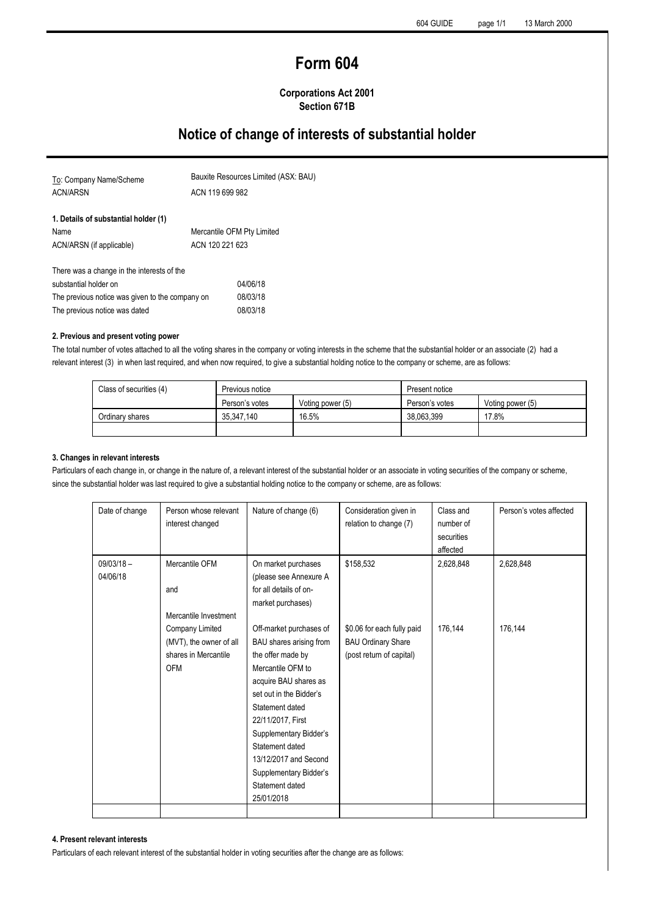# Form 604

**Corporations Act 2001**
**Section 671B**

## Notice of change of interests of substantial holder

| | |
|---|---|
| To: Company Name/Scheme | Bauxite Resources Limited (ASX: BAU) |
| ACN/ARSN | ACN 119 699 982 |

**1. Details of substantial holder (1)**

| | |
|---|---|
| Name | Mercantile OFM Pty Limited |
| ACN/ARSN (if applicable) | ACN 120 221 623 |

| | |
|---|---|
| There was a change in the interests of the substantial holder on | 04/06/18 |
| The previous notice was given to the company on | 08/03/18 |
| The previous notice was dated | 08/03/18 |

**2. Previous and present voting power**

The total number of votes attached to all the voting shares in the company or voting interests in the scheme that the substantial holder or an associate (2) had a relevant interest (3) in when last required, and when now required, to give a substantial holding notice to the company or scheme, are as follows:

| Class of securities (4) | Previous notice | | Present notice | |
|---|---|---|---|---|
| | Person's votes | Voting power (5) | Person's votes | Voting power (5) |
| Ordinary shares | 35,347,140 | 16.5% | 38,063,399 | 17.8% |
| | | | | |

**3. Changes in relevant interests**

Particulars of each change in, or change in the nature of, a relevant interest of the substantial holder or an associate in voting securities of the company or scheme, since the substantial holder was last required to give a substantial holding notice to the company or scheme, are as follows:

| Date of change | Person whose relevant interest changed | Nature of change (6) | Consideration given in relation to change (7) | Class and number of securities affected | Person's votes affected |
|---|---|---|---|---|---|
| 09/03/18 – 04/06/18 | Mercantile OFM and Mercantile Investment Company Limited (MVT), the owner of all shares in Mercantile OFM | On market purchases (please see Annexure A for all details of on-market purchases) | $158,532 | 2,628,848 | 2,628,848 |
| | | Off-market purchases of BAU shares arising from the offer made by Mercantile OFM to acquire BAU shares as set out in the Bidder's Statement dated 22/11/2017, First Supplementary Bidder's Statement dated 13/12/2017 and Second Supplementary Bidder's Statement dated 25/01/2018 | $0.06 for each fully paid BAU Ordinary Share (post return of capital) | 176,144 | 176,144 |
| | | | | | |

**4. Present relevant interests**

Particulars of each relevant interest of the substantial holder in voting securities after the change are as follows: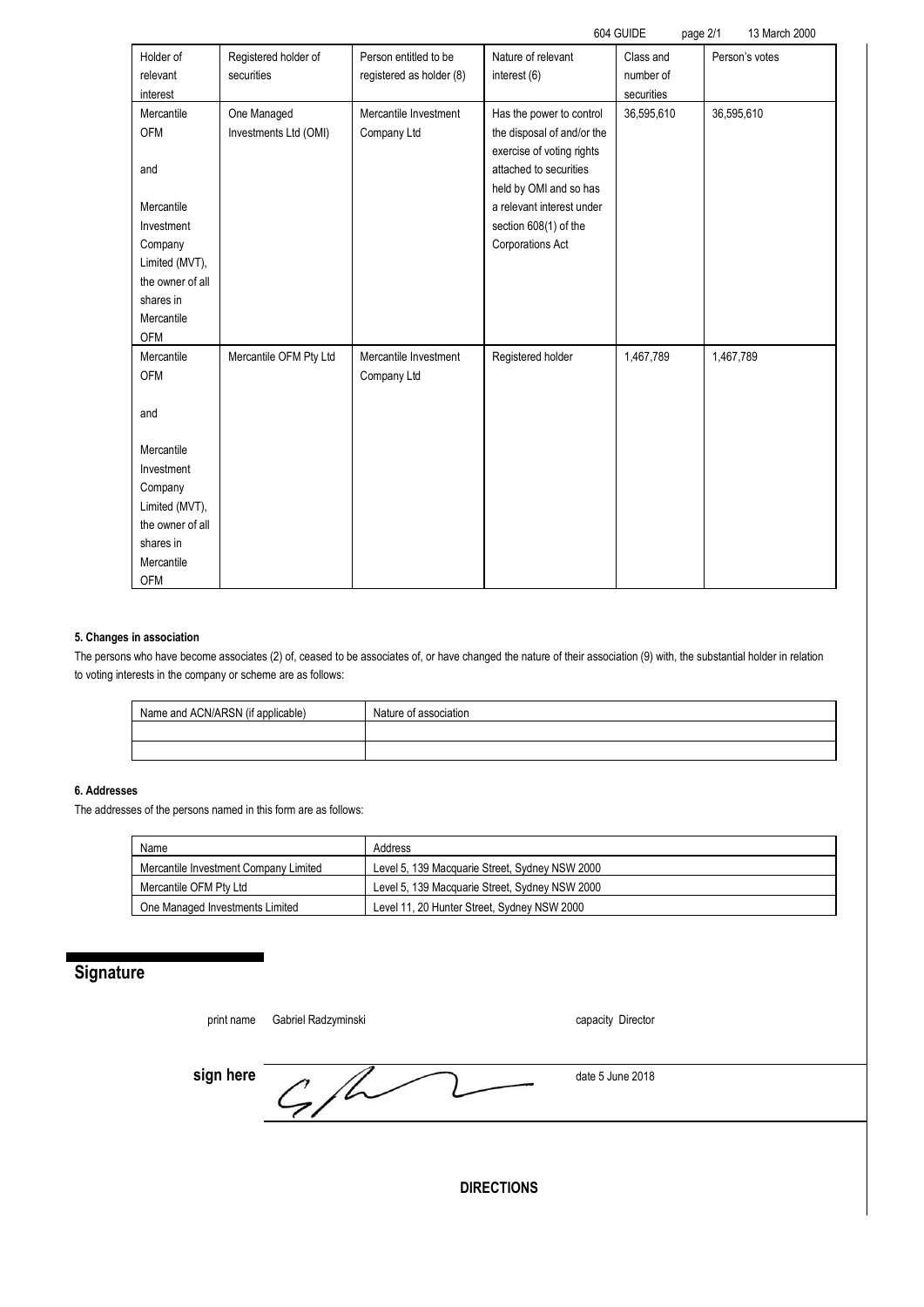| Holder of relevant interest | Registered holder of securities | Person entitled to be registered as holder (8) | Nature of relevant interest (6) | Class and number of securities | Person's votes |
|---|---|---|---|---|---|
| Mercantile OFM and Mercantile Investment Company Limited (MVT), the owner of all shares in Mercantile OFM | One Managed Investments Ltd (OMI) | Mercantile Investment Company Ltd | Has the power to control the disposal of and/or the exercise of voting rights attached to securities held by OMI and so has a relevant interest under section 608(1) of the Corporations Act | 36,595,610 | 36,595,610 |
| Mercantile OFM and Mercantile Investment Company Limited (MVT), the owner of all shares in Mercantile OFM | Mercantile OFM Pty Ltd | Mercantile Investment Company Ltd | Registered holder | 1,467,789 | 1,467,789 |

#### 5. Changes in association

The persons who have become associates (2) of, ceased to be associates of, or have changed the nature of their association (9) with, the substantial holder in relation to voting interests in the company or scheme are as follows:

| Name and ACN/ARSN (if applicable) | Nature of association |
|---|---|
| | |
| | |

#### 6. Addresses

The addresses of the persons named in this form are as follows:

| Name | Address |
|---|---|
| Mercantile Investment Company Limited | Level 5, 139 Macquarie Street, Sydney NSW 2000 |
| Mercantile OFM Pty Ltd | Level 5, 139 Macquarie Street, Sydney NSW 2000 |
| One Managed Investments Limited | Level 11, 20 Hunter Street, Sydney NSW 2000 |

## Signature

print name Gabriel Radzyminski capacity Director

**sign here** date 5 June 2018

**DIRECTIONS**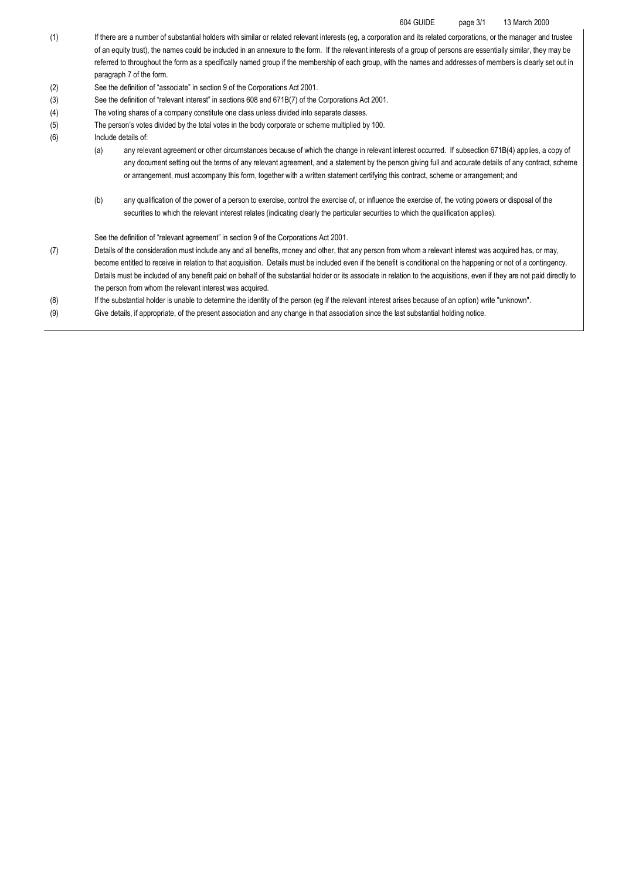(1) If there are a number of substantial holders with similar or related relevant interests (eg, a corporation and its related corporations, or the manager and trustee of an equity trust), the names could be included in an annexure to the form. If the relevant interests of a group of persons are essentially similar, they may be referred to throughout the form as a specifically named group if the membership of each group, with the names and addresses of members is clearly set out in paragraph 7 of the form.

(2) See the definition of "associate" in section 9 of the Corporations Act 2001.

(3) See the definition of "relevant interest" in sections 608 and 671B(7) of the Corporations Act 2001.

(4) The voting shares of a company constitute one class unless divided into separate classes.

(5) The person's votes divided by the total votes in the body corporate or scheme multiplied by 100.

(6) Include details of:

   (a) any relevant agreement or other circumstances because of which the change in relevant interest occurred. If subsection 671B(4) applies, a copy of any document setting out the terms of any relevant agreement, and a statement by the person giving full and accurate details of any contract, scheme or arrangement, must accompany this form, together with a written statement certifying this contract, scheme or arrangement; and

   (b) any qualification of the power of a person to exercise, control the exercise of, or influence the exercise of, the voting powers or disposal of the securities to which the relevant interest relates (indicating clearly the particular securities to which the qualification applies).

   See the definition of "relevant agreement" in section 9 of the Corporations Act 2001.

(7) Details of the consideration must include any and all benefits, money and other, that any person from whom a relevant interest was acquired has, or may, become entitled to receive in relation to that acquisition. Details must be included even if the benefit is conditional on the happening or not of a contingency. Details must be included of any benefit paid on behalf of the substantial holder or its associate in relation to the acquisitions, even if they are not paid directly to the person from whom the relevant interest was acquired.

(8) If the substantial holder is unable to determine the identity of the person (eg if the relevant interest arises because of an option) write "unknown".

(9) Give details, if appropriate, of the present association and any change in that association since the last substantial holding notice.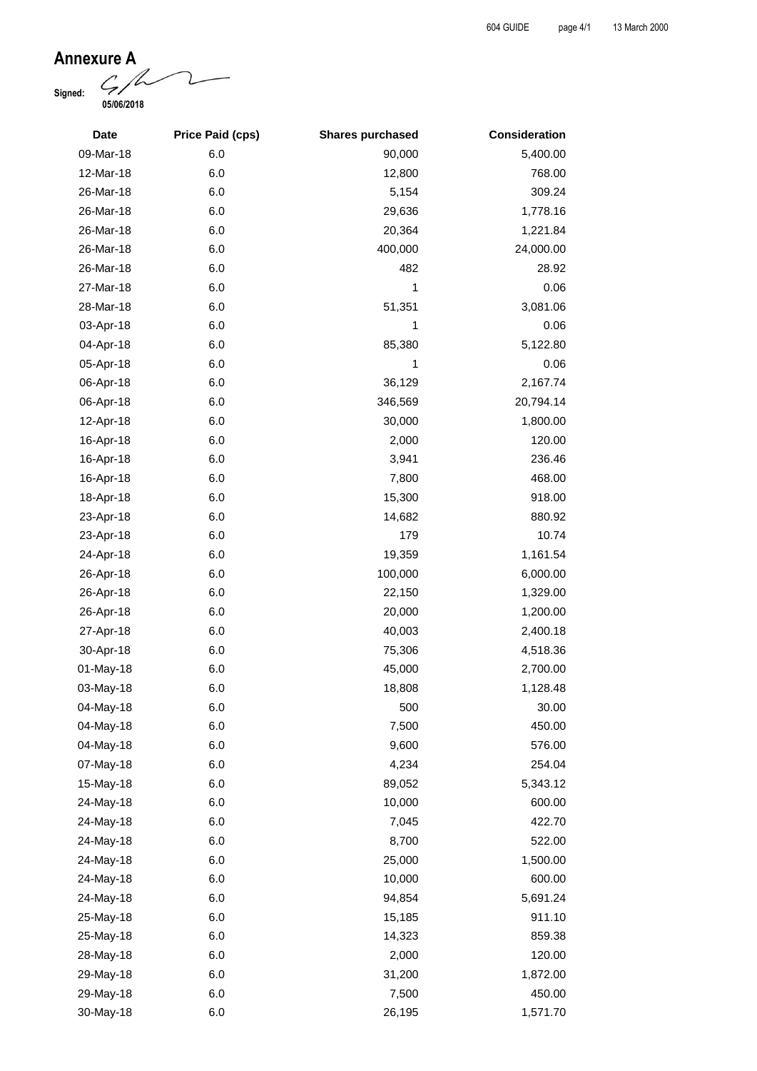# Annexure A

**Signed:**

**05/06/2018**

| Date | Price Paid (cps) | Shares purchased | Consideration |
|---|---|---|---|
| 09-Mar-18 | 6.0 | 90,000 | 5,400.00 |
| 12-Mar-18 | 6.0 | 12,800 | 768.00 |
| 26-Mar-18 | 6.0 | 5,154 | 309.24 |
| 26-Mar-18 | 6.0 | 29,636 | 1,778.16 |
| 26-Mar-18 | 6.0 | 20,364 | 1,221.84 |
| 26-Mar-18 | 6.0 | 400,000 | 24,000.00 |
| 26-Mar-18 | 6.0 | 482 | 28.92 |
| 27-Mar-18 | 6.0 | 1 | 0.06 |
| 28-Mar-18 | 6.0 | 51,351 | 3,081.06 |
| 03-Apr-18 | 6.0 | 1 | 0.06 |
| 04-Apr-18 | 6.0 | 85,380 | 5,122.80 |
| 05-Apr-18 | 6.0 | 1 | 0.06 |
| 06-Apr-18 | 6.0 | 36,129 | 2,167.74 |
| 06-Apr-18 | 6.0 | 346,569 | 20,794.14 |
| 12-Apr-18 | 6.0 | 30,000 | 1,800.00 |
| 16-Apr-18 | 6.0 | 2,000 | 120.00 |
| 16-Apr-18 | 6.0 | 3,941 | 236.46 |
| 16-Apr-18 | 6.0 | 7,800 | 468.00 |
| 18-Apr-18 | 6.0 | 15,300 | 918.00 |
| 23-Apr-18 | 6.0 | 14,682 | 880.92 |
| 23-Apr-18 | 6.0 | 179 | 10.74 |
| 24-Apr-18 | 6.0 | 19,359 | 1,161.54 |
| 26-Apr-18 | 6.0 | 100,000 | 6,000.00 |
| 26-Apr-18 | 6.0 | 22,150 | 1,329.00 |
| 26-Apr-18 | 6.0 | 20,000 | 1,200.00 |
| 27-Apr-18 | 6.0 | 40,003 | 2,400.18 |
| 30-Apr-18 | 6.0 | 75,306 | 4,518.36 |
| 01-May-18 | 6.0 | 45,000 | 2,700.00 |
| 03-May-18 | 6.0 | 18,808 | 1,128.48 |
| 04-May-18 | 6.0 | 500 | 30.00 |
| 04-May-18 | 6.0 | 7,500 | 450.00 |
| 04-May-18 | 6.0 | 9,600 | 576.00 |
| 07-May-18 | 6.0 | 4,234 | 254.04 |
| 15-May-18 | 6.0 | 89,052 | 5,343.12 |
| 24-May-18 | 6.0 | 10,000 | 600.00 |
| 24-May-18 | 6.0 | 7,045 | 422.70 |
| 24-May-18 | 6.0 | 8,700 | 522.00 |
| 24-May-18 | 6.0 | 25,000 | 1,500.00 |
| 24-May-18 | 6.0 | 10,000 | 600.00 |
| 24-May-18 | 6.0 | 94,854 | 5,691.24 |
| 25-May-18 | 6.0 | 15,185 | 911.10 |
| 25-May-18 | 6.0 | 14,323 | 859.38 |
| 28-May-18 | 6.0 | 2,000 | 120.00 |
| 29-May-18 | 6.0 | 31,200 | 1,872.00 |
| 29-May-18 | 6.0 | 7,500 | 450.00 |
| 30-May-18 | 6.0 | 26,195 | 1,571.70 |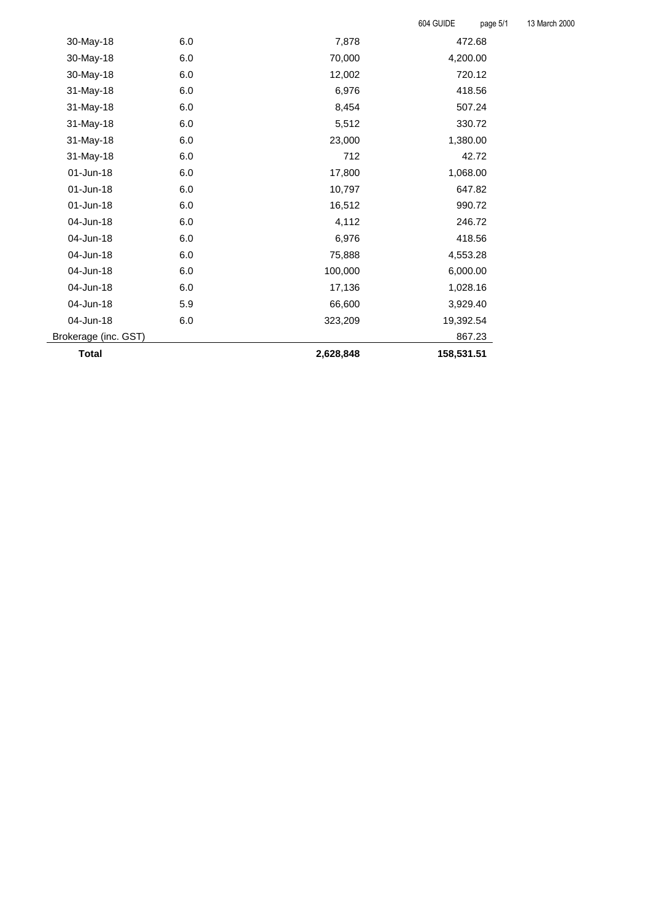| | | | |
|---|---|---|---|
| 30-May-18 | 6.0 | 7,878 | 472.68 |
| 30-May-18 | 6.0 | 70,000 | 4,200.00 |
| 30-May-18 | 6.0 | 12,002 | 720.12 |
| 31-May-18 | 6.0 | 6,976 | 418.56 |
| 31-May-18 | 6.0 | 8,454 | 507.24 |
| 31-May-18 | 6.0 | 5,512 | 330.72 |
| 31-May-18 | 6.0 | 23,000 | 1,380.00 |
| 31-May-18 | 6.0 | 712 | 42.72 |
| 01-Jun-18 | 6.0 | 17,800 | 1,068.00 |
| 01-Jun-18 | 6.0 | 10,797 | 647.82 |
| 01-Jun-18 | 6.0 | 16,512 | 990.72 |
| 04-Jun-18 | 6.0 | 4,112 | 246.72 |
| 04-Jun-18 | 6.0 | 6,976 | 418.56 |
| 04-Jun-18 | 6.0 | 75,888 | 4,553.28 |
| 04-Jun-18 | 6.0 | 100,000 | 6,000.00 |
| 04-Jun-18 | 6.0 | 17,136 | 1,028.16 |
| 04-Jun-18 | 5.9 | 66,600 | 3,929.40 |
| 04-Jun-18 | 6.0 | 323,209 | 19,392.54 |
| Brokerage (inc. GST) | | | 867.23 |
| **Total** | | **2,628,848** | **158,531.51** |